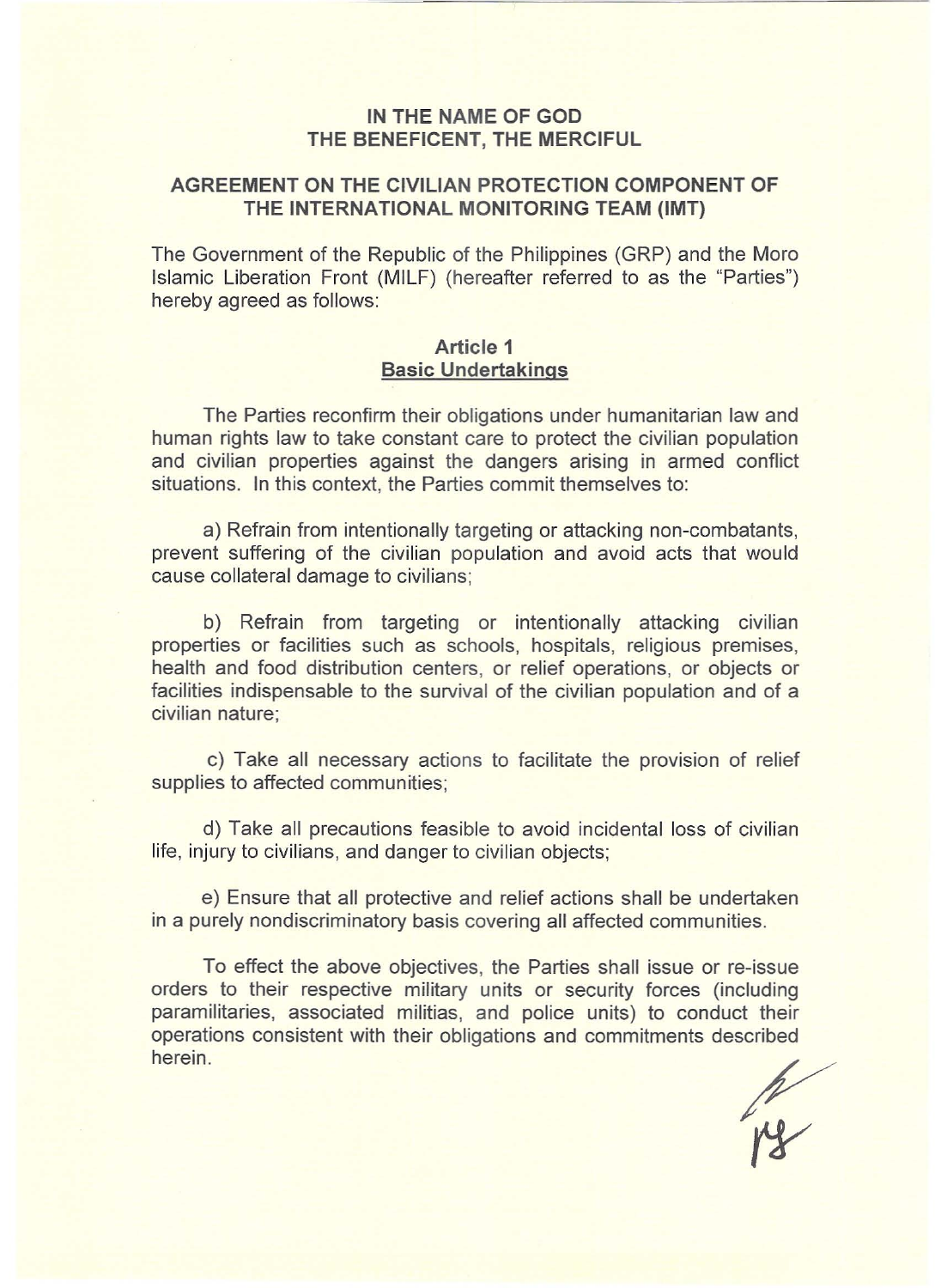# IN THE NAME OF GOD
# THE BENEFICENT, THE MERCIFUL

## AGREEMENT ON THE CIVILIAN PROTECTION COMPONENT OF THE INTERNATIONAL MONITORING TEAM (IMT)

The Government of the Republic of the Philippines (GRP) and the Moro Islamic Liberation Front (MILF) (hereafter referred to as the "Parties") hereby agreed as follows:

### Article 1
### Basic Undertakings

The Parties reconfirm their obligations under humanitarian law and human rights law to take constant care to protect the civilian population and civilian properties against the dangers arising in armed conflict situations. In this context, the Parties commit themselves to:

a) Refrain from intentionally targeting or attacking non-combatants, prevent suffering of the civilian population and avoid acts that would cause collateral damage to civilians;

b) Refrain from targeting or intentionally attacking civilian properties or facilities such as schools, hospitals, religious premises, health and food distribution centers, or relief operations, or objects or facilities indispensable to the survival of the civilian population and of a civilian nature;

c) Take all necessary actions to facilitate the provision of relief supplies to affected communities;

d) Take all precautions feasible to avoid incidental loss of civilian life, injury to civilians, and danger to civilian objects;

e) Ensure that all protective and relief actions shall be undertaken in a purely nondiscriminatory basis covering all affected communities.

To effect the above objectives, the Parties shall issue or re-issue orders to their respective military units or security forces (including paramilitaries, associated militias, and police units) to conduct their operations consistent with their obligations and commitments described herein.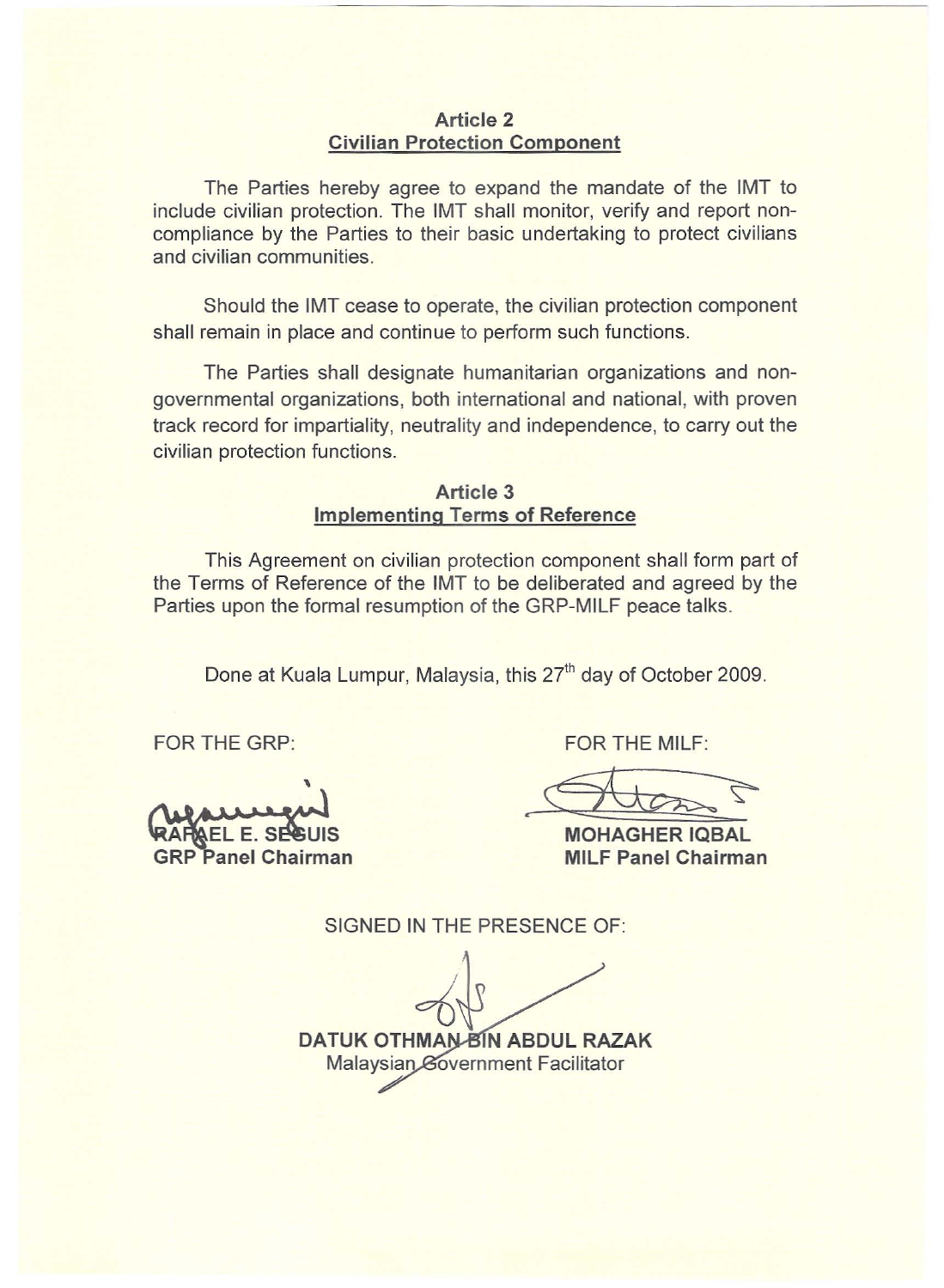## Article 2
## Civilian Protection Component

The Parties hereby agree to expand the mandate of the IMT to include civilian protection. The IMT shall monitor, verify and report non-compliance by the Parties to their basic undertaking to protect civilians and civilian communities.

Should the IMT cease to operate, the civilian protection component shall remain in place and continue to perform such functions.

The Parties shall designate humanitarian organizations and non-governmental organizations, both international and national, with proven track record for impartiality, neutrality and independence, to carry out the civilian protection functions.

## Article 3
## Implementing Terms of Reference

This Agreement on civilian protection component shall form part of the Terms of Reference of the IMT to be deliberated and agreed by the Parties upon the formal resumption of the GRP-MILF peace talks.

Done at Kuala Lumpur, Malaysia, this 27th day of October 2009.

FOR THE GRP:

**RAFAEL E. SEGUIS**
**GRP Panel Chairman**

FOR THE MILF:

**MOHAGHER IQBAL**
**MILF Panel Chairman**

SIGNED IN THE PRESENCE OF:

**DATUK OTHMAN BIN ABDUL RAZAK**
Malaysian Government Facilitator